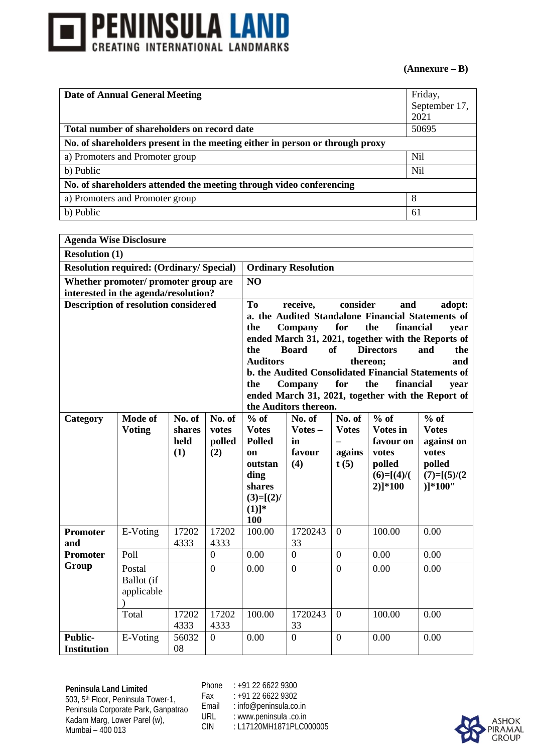**(Annexure – B)**

| **Date of Annual General Meeting** | Friday, September 17, 2021 |
|---|---|
| **Total number of shareholders on record date** | 50695 |
| **No. of shareholders present in the meeting either in person or through proxy** | |
| a) Promoters and Promoter group | Nil |
| b) Public | Nil |
| **No. of shareholders attended the meeting through video conferencing** | |
| a) Promoters and Promoter group | 8 |
| b) Public | 61 |

| **Agenda Wise Disclosure** | | | | | | | | |
|---|---|---|---|---|---|---|---|---|
| **Resolution (1)** | | | | | | | | |
| **Resolution required: (Ordinary/ Special)** | | | | **Ordinary Resolution** | | | | |
| **Whether promoter/ promoter group are interested in the agenda/resolution?** | | | | **NO** | | | | |
| **Description of resolution considered** | | | | **To receive, consider and adopt: a. the Audited Standalone Financial Statements of the Company for the financial year ended March 31, 2021, together with the Reports of the Board of Directors and the Auditors thereon; and b. the Audited Consolidated Financial Statements of the Company for the financial year ended March 31, 2021, together with the Report of the Auditors thereon.** | | | | |
| **Category** | **Mode of Voting** | **No. of shares held (1)** | **No. of votes polled (2)** | **% of Votes Polled on outstanding shares (3)=[(2)/(1)]* 100** | **No. of Votes – in favour (4)** | **No. of Votes – against (5)** | **% of Votes in favour on votes polled (6)=[(4)/(2)]*100** | **% of Votes against on votes polled (7)=[(5)/(2)]*100"** |
| **Promoter and Promoter Group** | E-Voting | 172024333 | 172024333 | 100.00 | 172024333 | 0 | 100.00 | 0.00 |
| | Poll | | 0 | 0.00 | 0 | 0 | 0.00 | 0.00 |
| | Postal Ballot (if applicable) | | 0 | 0.00 | 0 | 0 | 0.00 | 0.00 |
| | Total | 172024333 | 172024333 | 100.00 | 172024333 | 0 | 100.00 | 0.00 |
| **Public-Institution** | E-Voting | 5603208 | 0 | 0.00 | 0 | 0 | 0.00 | 0.00 |

**Peninsula Land Limited**
503, 5th Floor, Peninsula Tower-1, Peninsula Corporate Park, Ganpatrao Kadam Marg, Lower Parel (w), Mumbai – 400 013

Phone : +91 22 6622 9300
Fax : +91 22 6622 9302
Email : info@peninsula.co.in
URL : www.peninsula .co.in
CIN : L17120MH1871PLC000005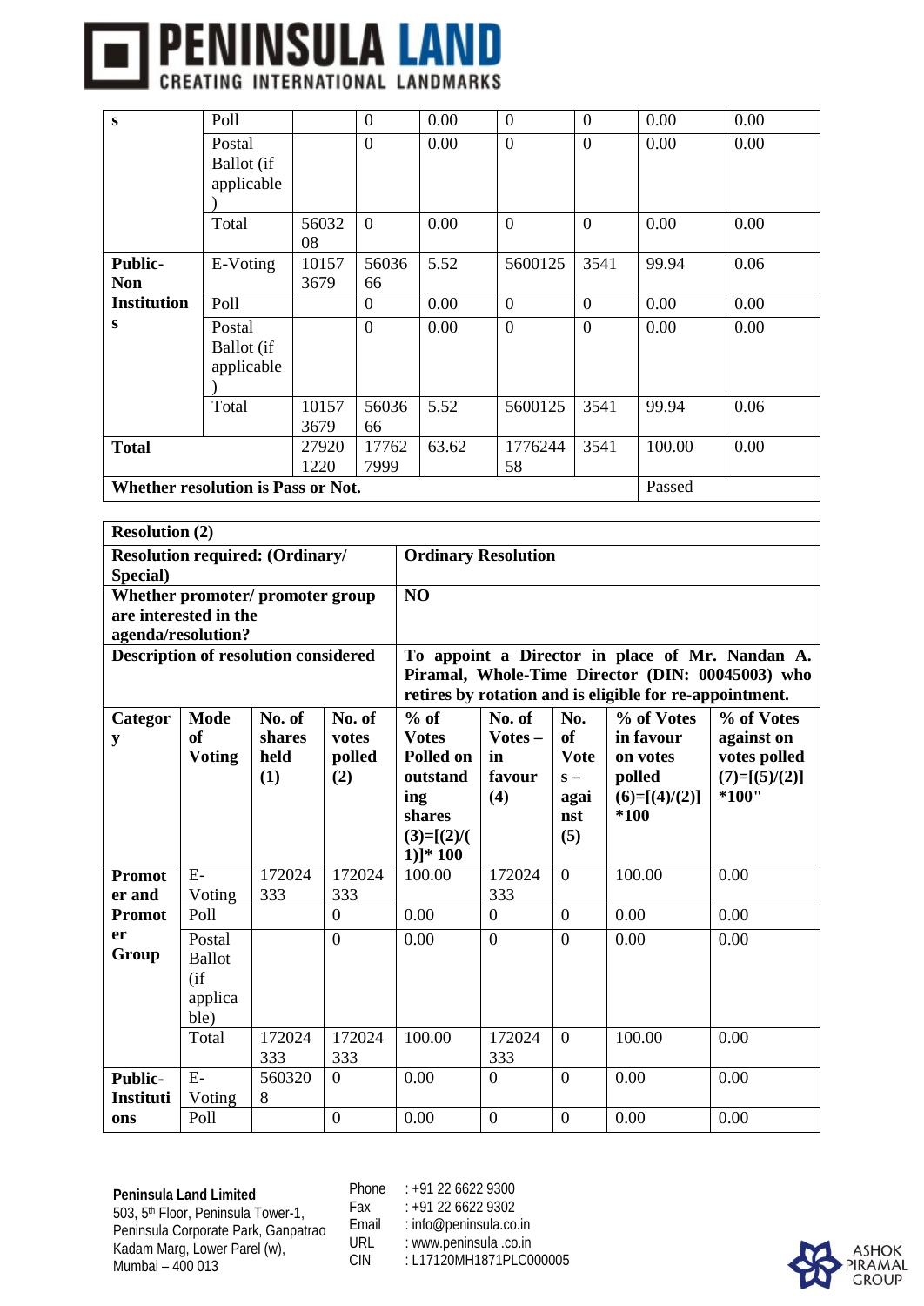| Category | Mode of Voting | No. of shares held (1) | No. of votes polled (2) | % of Votes Polled on outstanding shares (3)=[(2)/(1)]* 100 | No. of Votes – in favour (4) | No. of Votes – against (5) | % of Votes in favour on votes polled (6)=[(4)/(2)]*100 | % of Votes against votes polled (7)=[(5)/(2)]*100 |
|---|---|---|---|---|---|---|---|---|
| s | Poll | | 0 | 0.00 | 0 | 0 | 0.00 | 0.00 |
| | Postal Ballot (if applicable) | | 0 | 0.00 | 0 | 0 | 0.00 | 0.00 |
| | Total | 5603208 | 0 | 0.00 | 0 | 0 | 0.00 | 0.00 |
| Public-Non Institutions | E-Voting | 101573679 | 5603666 | 5.52 | 5600125 | 3541 | 99.94 | 0.06 |
| | Poll | | 0 | 0.00 | 0 | 0 | 0.00 | 0.00 |
| | Postal Ballot (if applicable) | | 0 | 0.00 | 0 | 0 | 0.00 | 0.00 |
| | Total | 101573679 | 5603666 | 5.52 | 5600125 | 3541 | 99.94 | 0.06 |
| **Total** | | 279201220 | 177627999 | 63.62 | 177624458 | 3541 | 100.00 | 0.00 |
| **Whether resolution is Pass or Not.** | | | | | | | Passed | |

| **Resolution (2)** | |
|---|---|
| **Resolution required: (Ordinary/ Special)** | **Ordinary Resolution** |
| **Whether promoter/ promoter group are interested in the agenda/resolution?** | **NO** |
| **Description of resolution considered** | **To appoint a Director in place of Mr. Nandan A. Piramal, Whole-Time Director (DIN: 00045003) who retires by rotation and is eligible for re-appointment.** |

| **Category** | **Mode of Voting** | **No. of shares held (1)** | **No. of votes polled (2)** | **% of Votes Polled on outstanding shares (3)=[(2)/(1)]* 100** | **No. of Votes – in favour (4)** | **No. of Votes – against (5)** | **% of Votes in favour on votes polled (6)=[(4)/(2)] *100** | **% of Votes against votes polled (7)=[(5)/(2)] *100"** |
|---|---|---|---|---|---|---|---|---|
| **Promoter and Promoter Group** | E-Voting | 172024333 | 172024333 | 100.00 | 172024333 | 0 | 100.00 | 0.00 |
| | Poll | | 0 | 0.00 | 0 | 0 | 0.00 | 0.00 |
| | Postal Ballot (if applicable) | | 0 | 0.00 | 0 | 0 | 0.00 | 0.00 |
| | Total | 172024333 | 172024333 | 100.00 | 172024333 | 0 | 100.00 | 0.00 |
| **Public-Institutions** | E-Voting | 5603208 | 0 | 0.00 | 0 | 0 | 0.00 | 0.00 |
| | Poll | | 0 | 0.00 | 0 | 0 | 0.00 | 0.00 |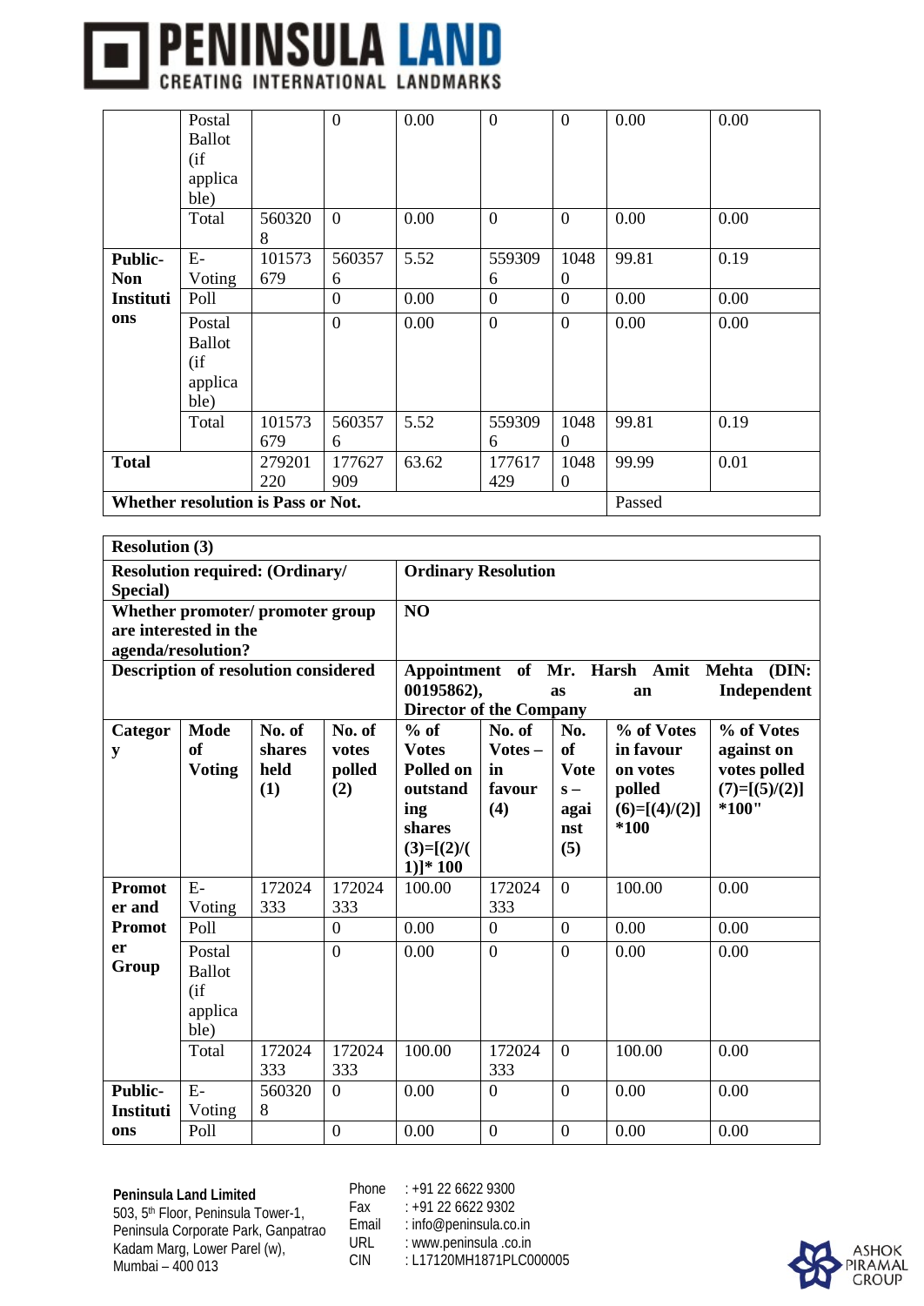| Category | Mode of Voting | No. of shares held (1) | No. of votes polled (2) | % of Votes Polled on outstanding shares (3)=[(2)/(1)]* 100 | No. of Votes – in favour (4) | No. of Votes – against (5) | % of Votes in favour on votes polled (6)=[(4)/(2)]*100 | % of Votes against on votes polled (7)=[(5)/(2)]*100" |
|---|---|---|---|---|---|---|---|---|
| | Postal Ballot (if applicable) | | 0 | 0.00 | 0 | 0 | 0.00 | 0.00 |
| | Total | 5603208 | 0 | 0.00 | 0 | 0 | 0.00 | 0.00 |
| **Public-Non Institutions** | E-Voting | 101573679 | 5603576 | 5.52 | 5593096 | 10480 | 99.81 | 0.19 |
| | Poll | | 0 | 0.00 | 0 | 0 | 0.00 | 0.00 |
| | Postal Ballot (if applicable) | | 0 | 0.00 | 0 | 0 | 0.00 | 0.00 |
| | Total | 101573679 | 5603576 | 5.52 | 5593096 | 10480 | 99.81 | 0.19 |
| **Total** | | 279201220 | 177627909 | 63.62 | 177617429 | 10480 | 99.99 | 0.01 |
| **Whether resolution is Pass or Not.** | | | | | | | Passed | |

| **Resolution (3)** | | | | | | | | |
|---|---|---|---|---|---|---|---|---|
| **Resolution required: (Ordinary/ Special)** | | | | **Ordinary Resolution** | | | | |
| **Whether promoter/ promoter group are interested in the agenda/resolution?** | | | | **NO** | | | | |
| **Description of resolution considered** | | | | **Appointment of Mr. Harsh Amit Mehta (DIN: 00195862), as an Independent Director of the Company** | | | | |
| **Category** | **Mode of Voting** | **No. of shares held (1)** | **No. of votes polled (2)** | **% of Votes Polled on outstanding shares (3)=[(2)/(1)]* 100** | **No. of Votes – in favour (4)** | **No. of Votes – against (5)** | **% of Votes in favour on votes polled (6)=[(4)/(2)] *100** | **% of Votes against on votes polled (7)=[(5)/(2)] *100"** |
| **Promoter and Promoter Group** | E-Voting | 172024333 | 172024333 | 100.00 | 172024333 | 0 | 100.00 | 0.00 |
| | Poll | | 0 | 0.00 | 0 | 0 | 0.00 | 0.00 |
| | Postal Ballot (if applicable) | | 0 | 0.00 | 0 | 0 | 0.00 | 0.00 |
| | Total | 172024333 | 172024333 | 100.00 | 172024333 | 0 | 100.00 | 0.00 |
| **Public-Institutions** | E-Voting | 5603208 | 0 | 0.00 | 0 | 0 | 0.00 | 0.00 |
| | Poll | | 0 | 0.00 | 0 | 0 | 0.00 | 0.00 |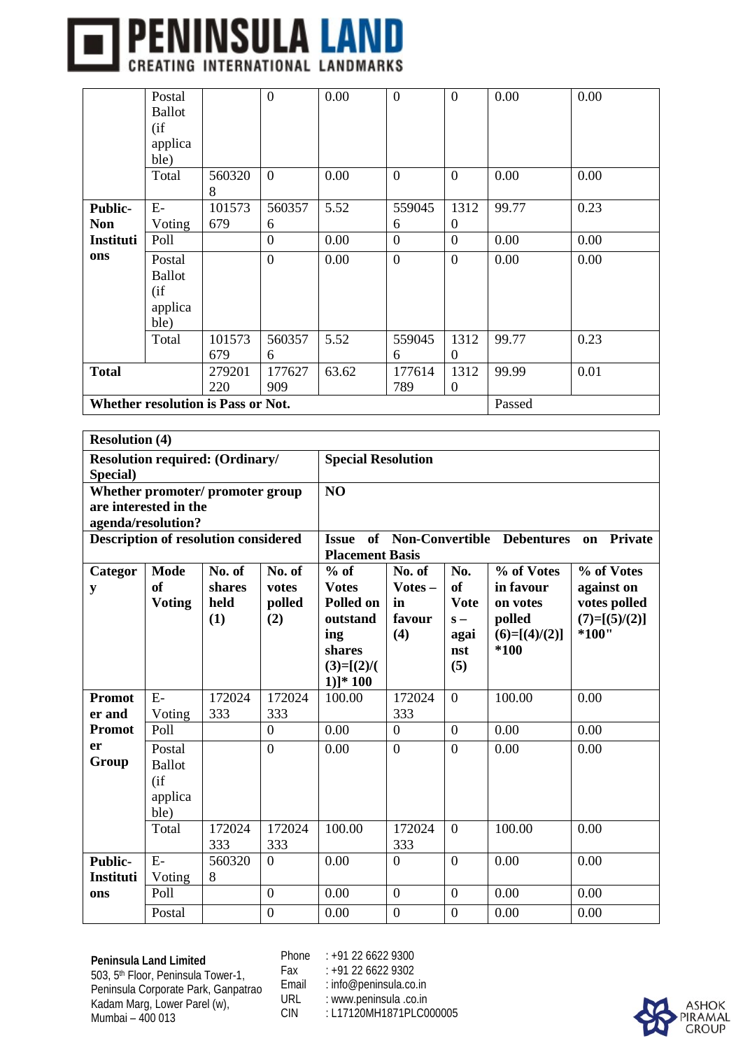| | Postal Ballot (if applicable) | | 0 | 0.00 | 0 | 0 | 0.00 | 0.00 |
|---|---|---|---|---|---|---|---|---|
| | Total | 5603208 | 0 | 0.00 | 0 | 0 | 0.00 | 0.00 |
| **Public-Non Institutions** | E-Voting | 101573679 | 5603576 | 5.52 | 5590456 | 13120 | 99.77 | 0.23 |
| | Poll | | 0 | 0.00 | 0 | 0 | 0.00 | 0.00 |
| | Postal Ballot (if applicable) | | 0 | 0.00 | 0 | 0 | 0.00 | 0.00 |
| | Total | 101573679 | 5603576 | 5.52 | 5590456 | 13120 | 99.77 | 0.23 |
| **Total** | | 279201220 | 177627909 | 63.62 | 177614789 | 13120 | 99.99 | 0.01 |
| **Whether resolution is Pass or Not.** | | | | | | | Passed | |

| **Resolution (4)** | | | | | | | | |
|---|---|---|---|---|---|---|---|---|
| **Resolution required: (Ordinary/ Special)** | | | | **Special Resolution** | | | | |
| **Whether promoter/ promoter group are interested in the agenda/resolution?** | | | | **NO** | | | | |
| **Description of resolution considered** | | | | **Issue of Non-Convertible Debentures on Private Placement Basis** | | | | |
| **Category** | **Mode of Voting** | **No. of shares held (1)** | **No. of votes polled (2)** | **% of Votes Polled on outstanding shares (3)=[(2)/(1)]* 100** | **No. of Votes – in favour (4)** | **No. of Votes – against (5)** | **% of Votes in favour on votes polled (6)=[(4)/(2)] *100** | **% of Votes against on votes polled (7)=[(5)/(2)] *100"** |
| **Promoter and Promoter Group** | E-Voting | 172024333 | 172024333 | 100.00 | 172024333 | 0 | 100.00 | 0.00 |
| | Poll | | 0 | 0.00 | 0 | 0 | 0.00 | 0.00 |
| | Postal Ballot (if applicable) | | 0 | 0.00 | 0 | 0 | 0.00 | 0.00 |
| | Total | 172024333 | 172024333 | 100.00 | 172024333 | 0 | 100.00 | 0.00 |
| **Public-Institutions** | E-Voting | 5603208 | 0 | 0.00 | 0 | 0 | 0.00 | 0.00 |
| | Poll | | 0 | 0.00 | 0 | 0 | 0.00 | 0.00 |
| | Postal | | 0 | 0.00 | 0 | 0 | 0.00 | 0.00 |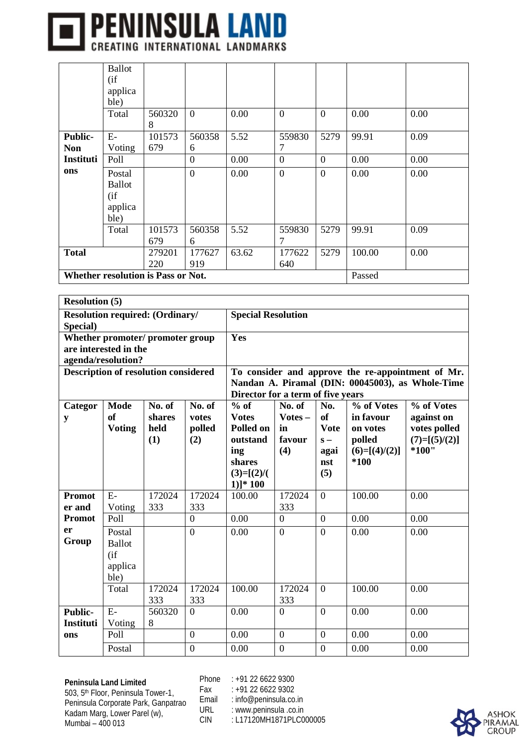| | Ballot (if applicable) | | | | | | | |
|---|---|---|---|---|---|---|---|---|
| | Total | 5603208 | 0 | 0.00 | 0 | 0 | 0.00 | 0.00 |
| **Public-Non Institutions** | E-Voting | 101573679 | 5603586 | 5.52 | 5598307 | 5279 | 99.91 | 0.09 |
| | Poll | | 0 | 0.00 | 0 | 0 | 0.00 | 0.00 |
| | Postal Ballot (if applicable) | | 0 | 0.00 | 0 | 0 | 0.00 | 0.00 |
| | Total | 101573679 | 5603586 | 5.52 | 5598307 | 5279 | 99.91 | 0.09 |
| **Total** | | 279201220 | 177627919 | 63.62 | 177622640 | 5279 | 100.00 | 0.00 |
| **Whether resolution is Pass or Not.** | | | | | | | Passed | |

| **Resolution (5)** | | | | | | | | |
|---|---|---|---|---|---|---|---|---|
| **Resolution required: (Ordinary/ Special)** | | | | **Special Resolution** | | | | |
| **Whether promoter/ promoter group are interested in the agenda/resolution?** | | | | **Yes** | | | | |
| **Description of resolution considered** | | | | **To consider and approve the re-appointment of Mr. Nandan A. Piramal (DIN: 00045003), as Whole-Time Director for a term of five years** | | | | |
| **Category** | **Mode of Voting** | **No. of shares held (1)** | **No. of votes polled (2)** | **% of Votes Polled on outstanding shares (3)=[(2)/(1)]* 100** | **No. of Votes – in favour (4)** | **No. of Votes – against (5)** | **% of Votes in favour on votes polled (6)=[(4)/(2)] *100** | **% of Votes against on votes polled (7)=[(5)/(2)] *100"** |
| **Promoter and Promoter Group** | E-Voting | 172024333 | 172024333 | 100.00 | 172024333 | 0 | 100.00 | 0.00 |
| | Poll | | 0 | 0.00 | 0 | 0 | 0.00 | 0.00 |
| | Postal Ballot (if applicable) | | 0 | 0.00 | 0 | 0 | 0.00 | 0.00 |
| | Total | 172024333 | 172024333 | 100.00 | 172024333 | 0 | 100.00 | 0.00 |
| **Public-Institutions** | E-Voting | 5603208 | 0 | 0.00 | 0 | 0 | 0.00 | 0.00 |
| | Poll | | 0 | 0.00 | 0 | 0 | 0.00 | 0.00 |
| | Postal | | 0 | 0.00 | 0 | 0 | 0.00 | 0.00 |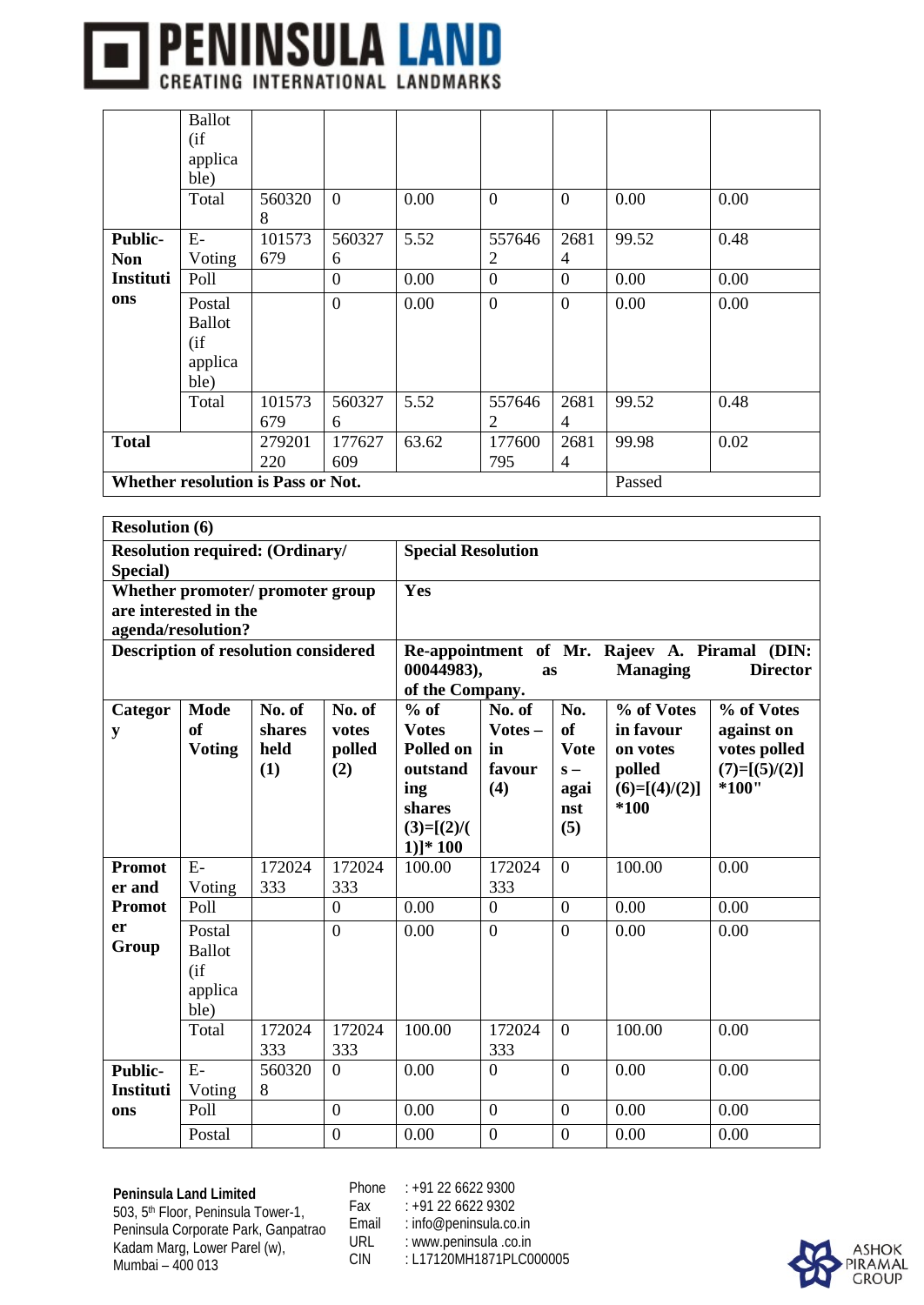| | | | | | | | | |
|---|---|---|---|---|---|---|---|---|
| | Postal Ballot (if applicable) | | | | | | | |
| | Total | 5603208 | 0 | 0.00 | 0 | 0 | 0.00 | 0.00 |
| **Public-Non Institutions** | E-Voting | 101573679 | 5603276 | 5.52 | 5576462 | 26814 | 99.52 | 0.48 |
| | Poll | | 0 | 0.00 | 0 | 0 | 0.00 | 0.00 |
| | Postal Ballot (if applicable) | | 0 | 0.00 | 0 | 0 | 0.00 | 0.00 |
| | Total | 101573679 | 5603276 | 5.52 | 5576462 | 26814 | 99.52 | 0.48 |
| **Total** | | 279201220 | 177627609 | 63.62 | 177600795 | 26814 | 99.98 | 0.02 |
| **Whether resolution is Pass or Not.** | | | | | | | Passed | |

| **Resolution (6)** | | | | | | | | |
|---|---|---|---|---|---|---|---|---|
| **Resolution required: (Ordinary/ Special)** | | | | **Special Resolution** | | | | |
| **Whether promoter/ promoter group are interested in the agenda/resolution?** | | | | **Yes** | | | | |
| **Description of resolution considered** | | | | **Re-appointment of Mr. Rajeev A. Piramal (DIN: 00044983), as Managing Director of the Company.** | | | | |
| **Category** | **Mode of Voting** | **No. of shares held (1)** | **No. of votes polled (2)** | **% of Votes Polled on outstanding shares (3)=[(2)/(1)]* 100** | **No. of Votes – in favour (4)** | **No. of Votes – against (5)** | **% of Votes in favour on votes polled (6)=[(4)/(2)] *100** | **% of Votes against on votes polled (7)=[(5)/(2)] *100"** |
| **Promoter and Promoter Group** | E-Voting | 172024333 | 172024333 | 100.00 | 172024333 | 0 | 100.00 | 0.00 |
| | Poll | | 0 | 0.00 | 0 | 0 | 0.00 | 0.00 |
| | Postal Ballot (if applicable) | | 0 | 0.00 | 0 | 0 | 0.00 | 0.00 |
| | Total | 172024333 | 172024333 | 100.00 | 172024333 | 0 | 100.00 | 0.00 |
| **Public-Institutions** | E-Voting | 5603208 | 0 | 0.00 | 0 | 0 | 0.00 | 0.00 |
| | Poll | | 0 | 0.00 | 0 | 0 | 0.00 | 0.00 |
| | Postal | | 0 | 0.00 | 0 | 0 | 0.00 | 0.00 |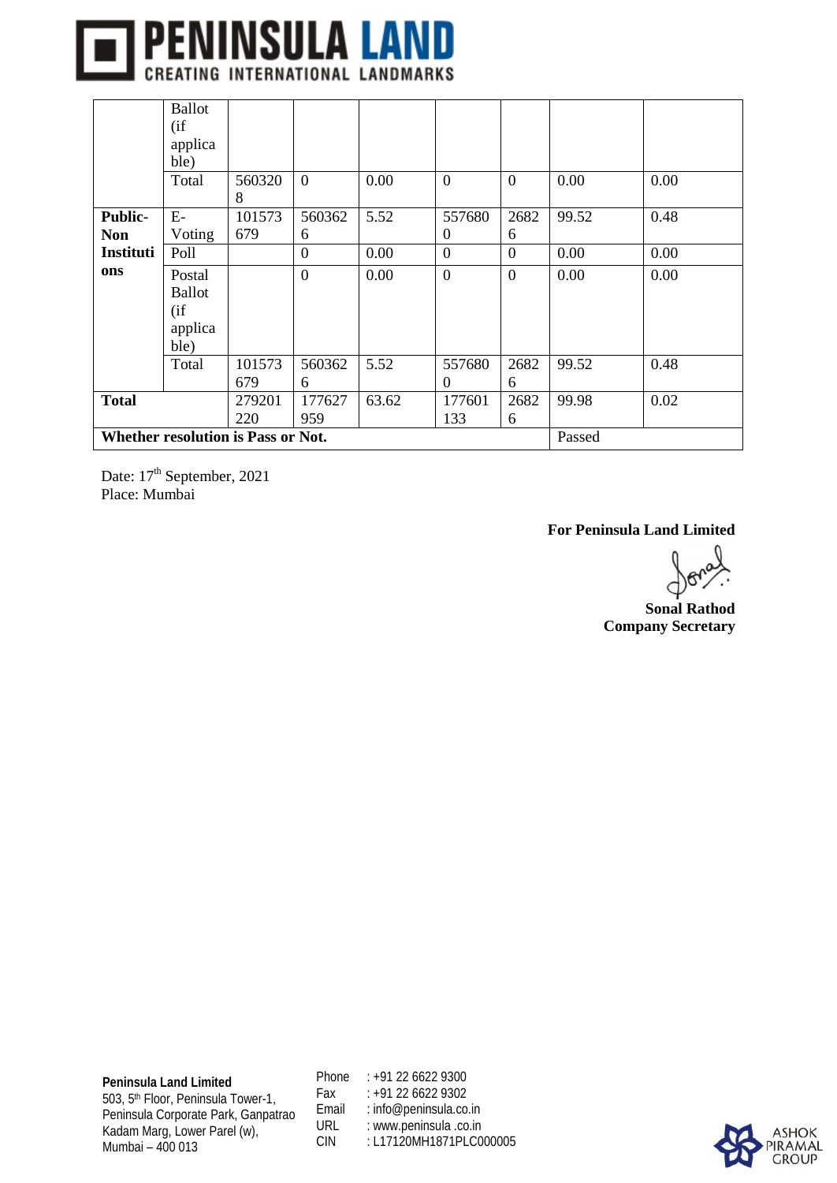| | | | | | | | | |
|---|---|---|---|---|---|---|---|---|
| | Ballot (if applicable) | | | | | | | |
| | Total | 5603208 | 0 | 0.00 | 0 | 0 | 0.00 | 0.00 |
| **Public-Non Institutions** | E-Voting | 101573679 | 5603626 | 5.52 | 5576800 | 26826 | 99.52 | 0.48 |
| | Poll | | 0 | 0.00 | 0 | 0 | 0.00 | 0.00 |
| | Postal Ballot (if applicable) | | 0 | 0.00 | 0 | 0 | 0.00 | 0.00 |
| | Total | 101573679 | 5603626 | 5.52 | 5576800 | 26826 | 99.52 | 0.48 |
| **Total** | | 279201220 | 177627959 | 63.62 | 177601133 | 26826 | 99.98 | 0.02 |
| **Whether resolution is Pass or Not.** | | | | | | | Passed | |

Date: 17th September, 2021
Place: Mumbai

**For Peninsula Land Limited**

**Sonal Rathod**
**Company Secretary**